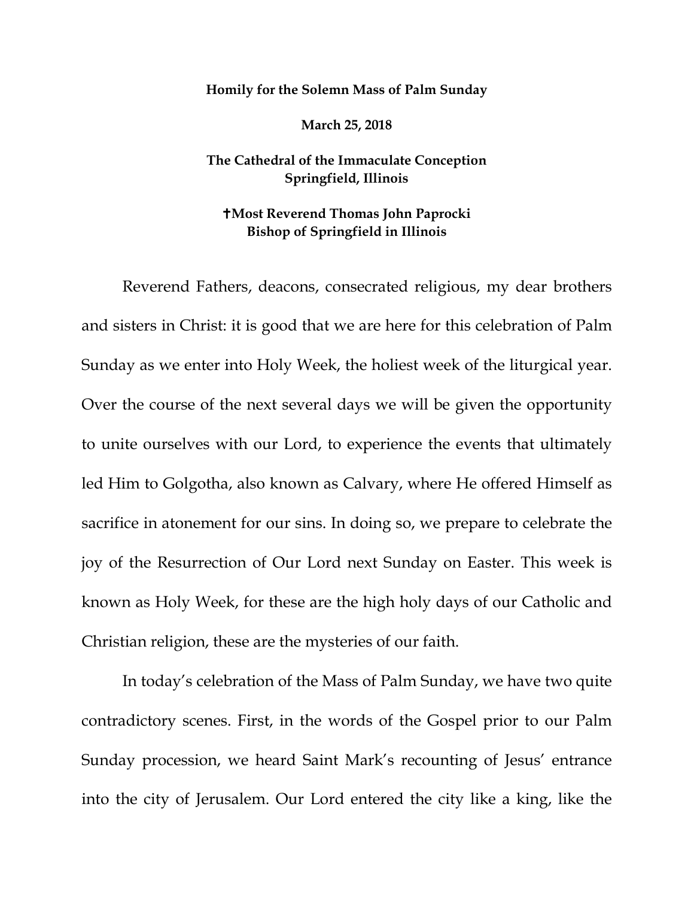**Homily for the Solemn Mass of Palm Sunday**

**March 25, 2018**

**The Cathedral of the Immaculate Conception**
**Springfield, Illinois**

**✝Most Reverend Thomas John Paprocki**
**Bishop of Springfield in Illinois**

Reverend Fathers, deacons, consecrated religious, my dear brothers and sisters in Christ: it is good that we are here for this celebration of Palm Sunday as we enter into Holy Week, the holiest week of the liturgical year. Over the course of the next several days we will be given the opportunity to unite ourselves with our Lord, to experience the events that ultimately led Him to Golgotha, also known as Calvary, where He offered Himself as sacrifice in atonement for our sins. In doing so, we prepare to celebrate the joy of the Resurrection of Our Lord next Sunday on Easter. This week is known as Holy Week, for these are the high holy days of our Catholic and Christian religion, these are the mysteries of our faith.

In today's celebration of the Mass of Palm Sunday, we have two quite contradictory scenes. First, in the words of the Gospel prior to our Palm Sunday procession, we heard Saint Mark's recounting of Jesus' entrance into the city of Jerusalem. Our Lord entered the city like a king, like the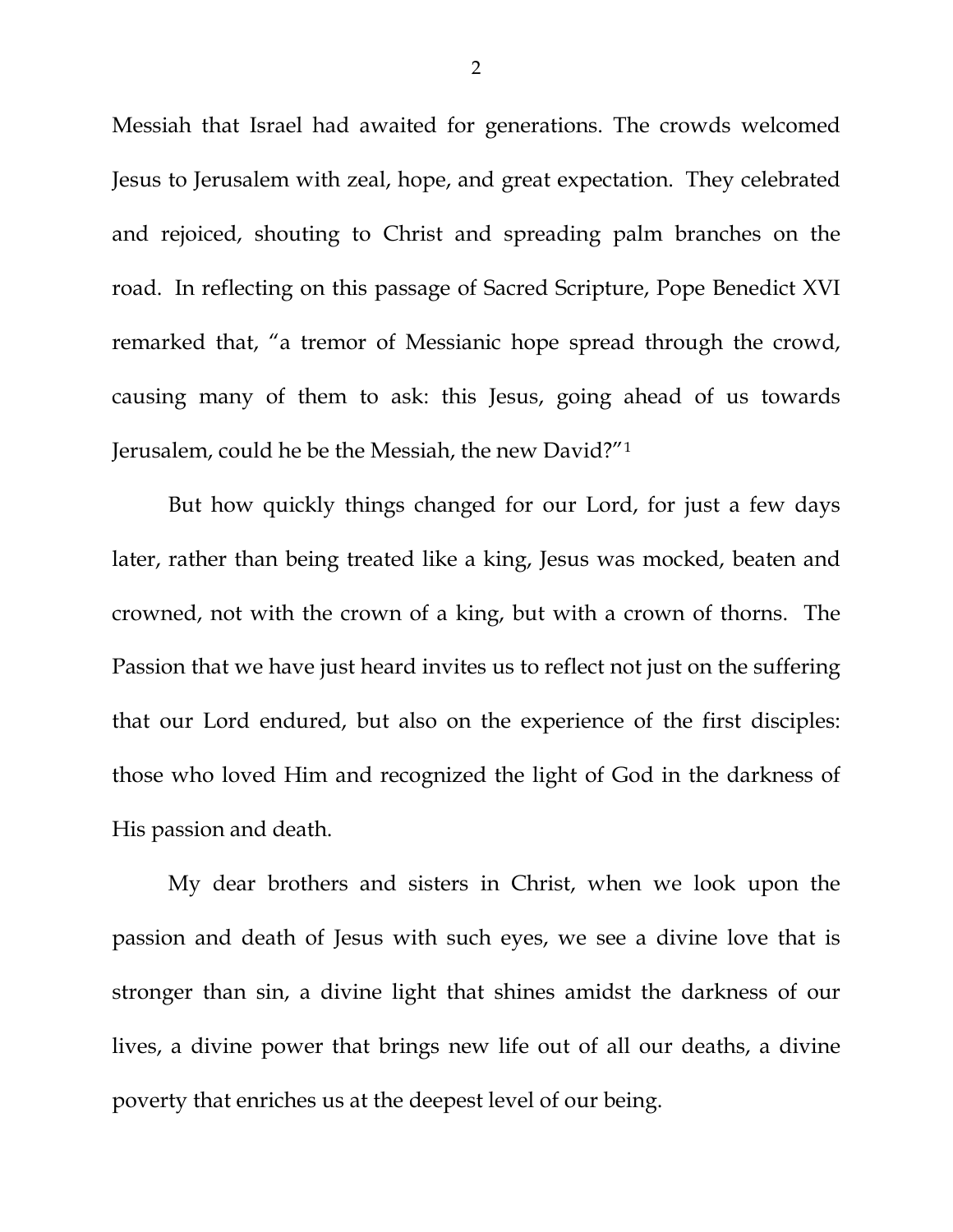Messiah that Israel had awaited for generations. The crowds welcomed Jesus to Jerusalem with zeal, hope, and great expectation. They celebrated and rejoiced, shouting to Christ and spreading palm branches on the road. In reflecting on this passage of Sacred Scripture, Pope Benedict XVI remarked that, "a tremor of Messianic hope spread through the crowd, causing many of them to ask: this Jesus, going ahead of us towards Jerusalem, could he be the Messiah, the new David?"[1]

But how quickly things changed for our Lord, for just a few days later, rather than being treated like a king, Jesus was mocked, beaten and crowned, not with the crown of a king, but with a crown of thorns. The Passion that we have just heard invites us to reflect not just on the suffering that our Lord endured, but also on the experience of the first disciples: those who loved Him and recognized the light of God in the darkness of His passion and death.

My dear brothers and sisters in Christ, when we look upon the passion and death of Jesus with such eyes, we see a divine love that is stronger than sin, a divine light that shines amidst the darkness of our lives, a divine power that brings new life out of all our deaths, a divine poverty that enriches us at the deepest level of our being.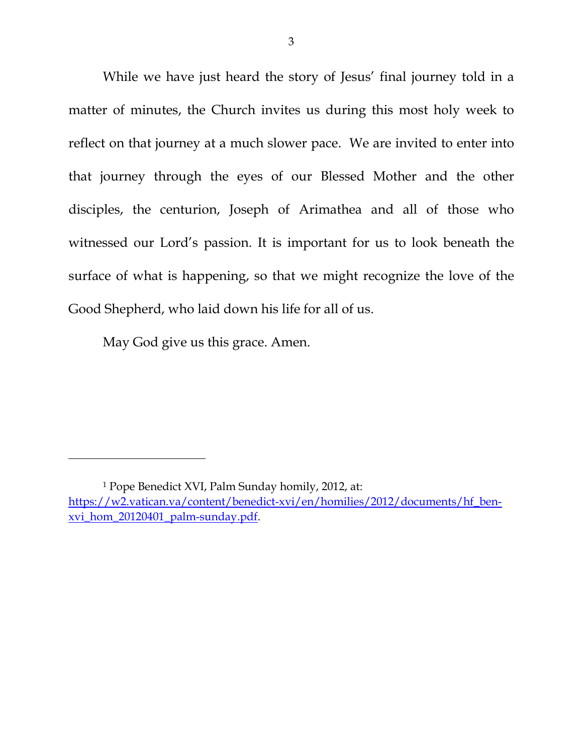While we have just heard the story of Jesus' final journey told in a matter of minutes, the Church invites us during this most holy week to reflect on that journey at a much slower pace. We are invited to enter into that journey through the eyes of our Blessed Mother and the other disciples, the centurion, Joseph of Arimathea and all of those who witnessed our Lord's passion. It is important for us to look beneath the surface of what is happening, so that we might recognize the love of the Good Shepherd, who laid down his life for all of us.

May God give us this grace. Amen.

---

[1] Pope Benedict XVI, Palm Sunday homily, 2012, at: [https://w2.vatican.va/content/benedict-xvi/en/homilies/2012/documents/hf_ben-xvi_hom_20120401_palm-sunday.pdf](https://w2.vatican.va/content/benedict-xvi/en/homilies/2012/documents/hf_ben-xvi_hom_20120401_palm-sunday.pdf).